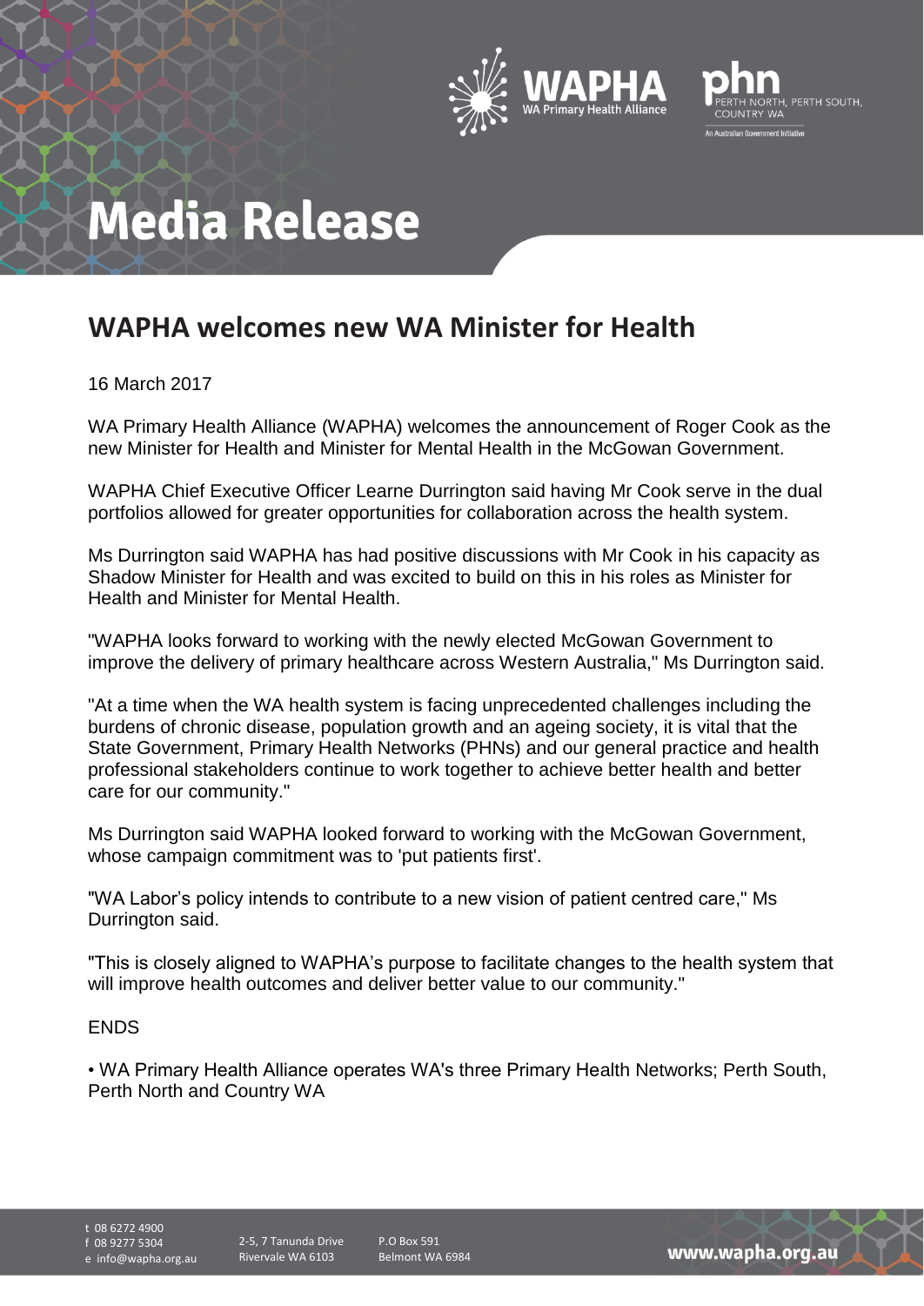# Media Release

## WAPHA welcomes new WA Minister for Health

16 March 2017

WA Primary Health Alliance (WAPHA) welcomes the announcement of Roger Cook as the new Minister for Health and Minister for Mental Health in the McGowan Government.

WAPHA Chief Executive Officer Learne Durrington said having Mr Cook serve in the dual portfolios allowed for greater opportunities for collaboration across the health system.

Ms Durrington said WAPHA has had positive discussions with Mr Cook in his capacity as Shadow Minister for Health and was excited to build on this in his roles as Minister for Health and Minister for Mental Health.

"WAPHA looks forward to working with the newly elected McGowan Government to improve the delivery of primary healthcare across Western Australia," Ms Durrington said.

"At a time when the WA health system is facing unprecedented challenges including the burdens of chronic disease, population growth and an ageing society, it is vital that the State Government, Primary Health Networks (PHNs) and our general practice and health professional stakeholders continue to work together to achieve better health and better care for our community."

Ms Durrington said WAPHA looked forward to working with the McGowan Government, whose campaign commitment was to 'put patients first'.

"WA Labor's policy intends to contribute to a new vision of patient centred care," Ms Durrington said.

"This is closely aligned to WAPHA's purpose to facilitate changes to the health system that will improve health outcomes and deliver better value to our community."

ENDS

- WA Primary Health Alliance operates WA's three Primary Health Networks; Perth South, Perth North and Country WA

t 08 6272 4900
f 08 9277 5304
e info@wapha.org.au

2-5, 7 Tanunda Drive
Rivervale WA 6103

P.O Box 591
Belmont WA 6984

www.wapha.org.au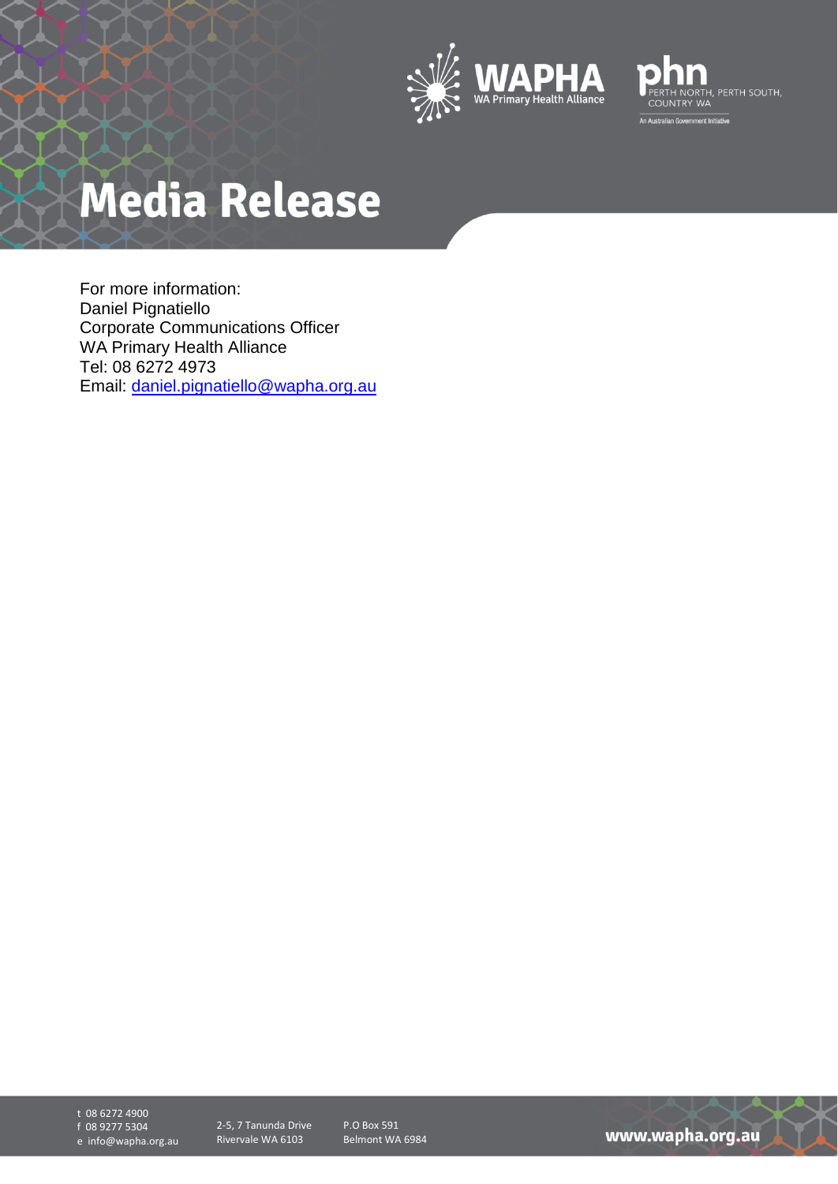# Media Release

For more information:
Daniel Pignatiello
Corporate Communications Officer
WA Primary Health Alliance
Tel: 08 6272 4973
Email: daniel.pignatiello@wapha.org.au